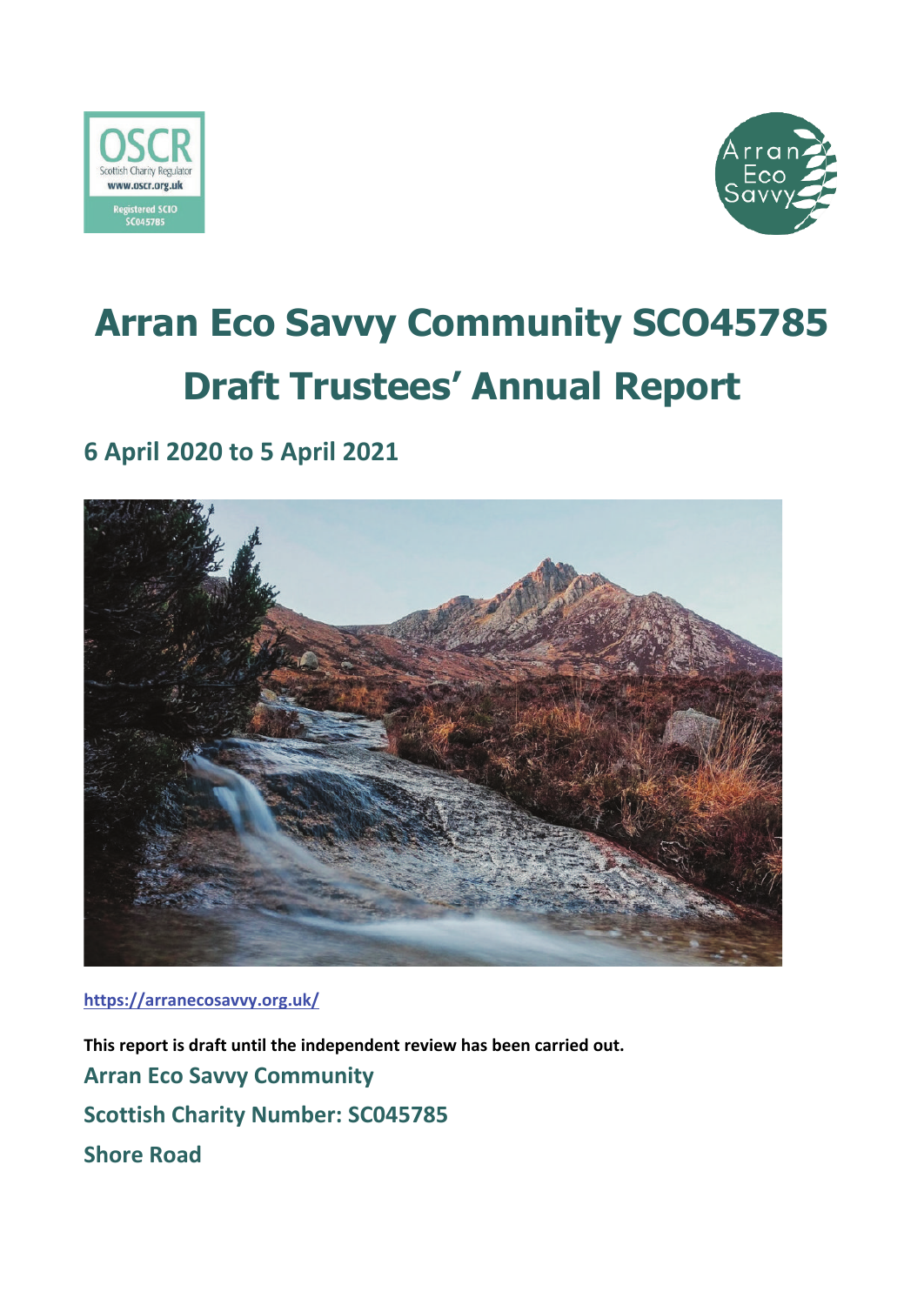# Arran Eco Savvy Community SCO45785

# Draft Trustees' Annual Report

## 6 April 2020 to 5 April 2021

https://arranecosavvy.org.uk/

**This report is draft until the independent review has been carried out.**

**Arran Eco Savvy Community**

**Scottish Charity Number: SC045785**

**Shore Road**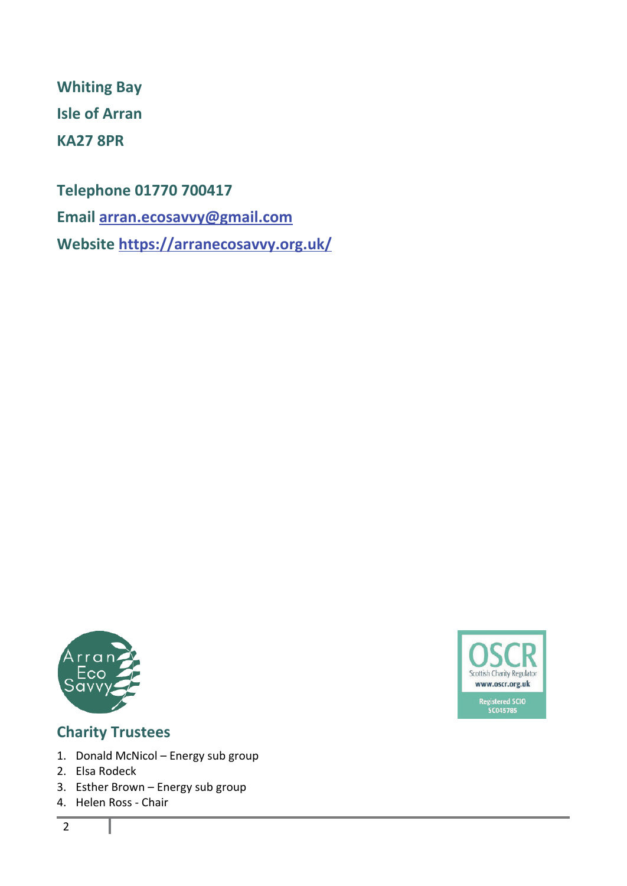**Whiting Bay**

**Isle of Arran**

**KA27 8PR**

**Telephone 01770 700417**

**Email [arran.ecosavvy@gmail.com](mailto:arran.ecosavvy@gmail.com)**

**Website [https://arranecosavvy.org.uk/](https://arranecosavvy.org.uk/)**

## Charity Trustees

1. Donald McNicol – Energy sub group
2. Elsa Rodeck
3. Esther Brown – Energy sub group
4. Helen Ross - Chair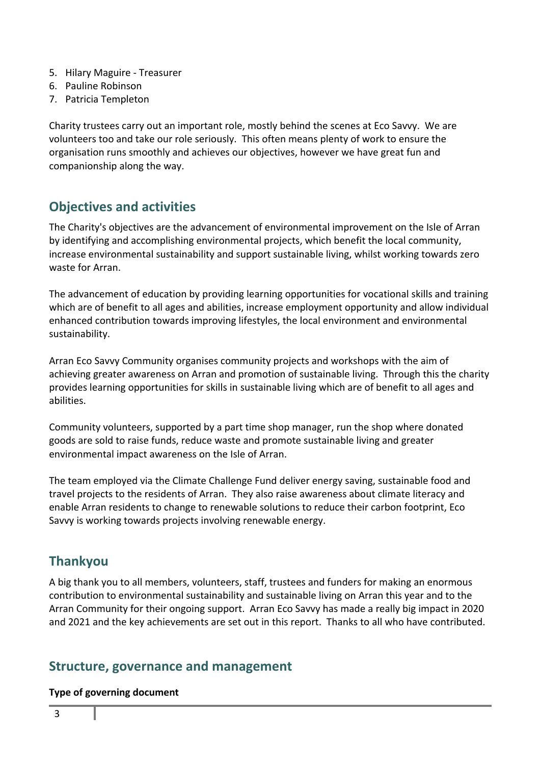5. Hilary Maguire - Treasurer
6. Pauline Robinson
7. Patricia Templeton

Charity trustees carry out an important role, mostly behind the scenes at Eco Savvy. We are volunteers too and take our role seriously. This often means plenty of work to ensure the organisation runs smoothly and achieves our objectives, however we have great fun and companionship along the way.

## Objectives and activities

The Charity's objectives are the advancement of environmental improvement on the Isle of Arran by identifying and accomplishing environmental projects, which benefit the local community, increase environmental sustainability and support sustainable living, whilst working towards zero waste for Arran.

The advancement of education by providing learning opportunities for vocational skills and training which are of benefit to all ages and abilities, increase employment opportunity and allow individual enhanced contribution towards improving lifestyles, the local environment and environmental sustainability.

Arran Eco Savvy Community organises community projects and workshops with the aim of achieving greater awareness on Arran and promotion of sustainable living. Through this the charity provides learning opportunities for skills in sustainable living which are of benefit to all ages and abilities.

Community volunteers, supported by a part time shop manager, run the shop where donated goods are sold to raise funds, reduce waste and promote sustainable living and greater environmental impact awareness on the Isle of Arran.

The team employed via the Climate Challenge Fund deliver energy saving, sustainable food and travel projects to the residents of Arran. They also raise awareness about climate literacy and enable Arran residents to change to renewable solutions to reduce their carbon footprint, Eco Savvy is working towards projects involving renewable energy.

## Thankyou

A big thank you to all members, volunteers, staff, trustees and funders for making an enormous contribution to environmental sustainability and sustainable living on Arran this year and to the Arran Community for their ongoing support. Arran Eco Savvy has made a really big impact in 2020 and 2021 and the key achievements are set out in this report. Thanks to all who have contributed.

## Structure, governance and management

**Type of governing document**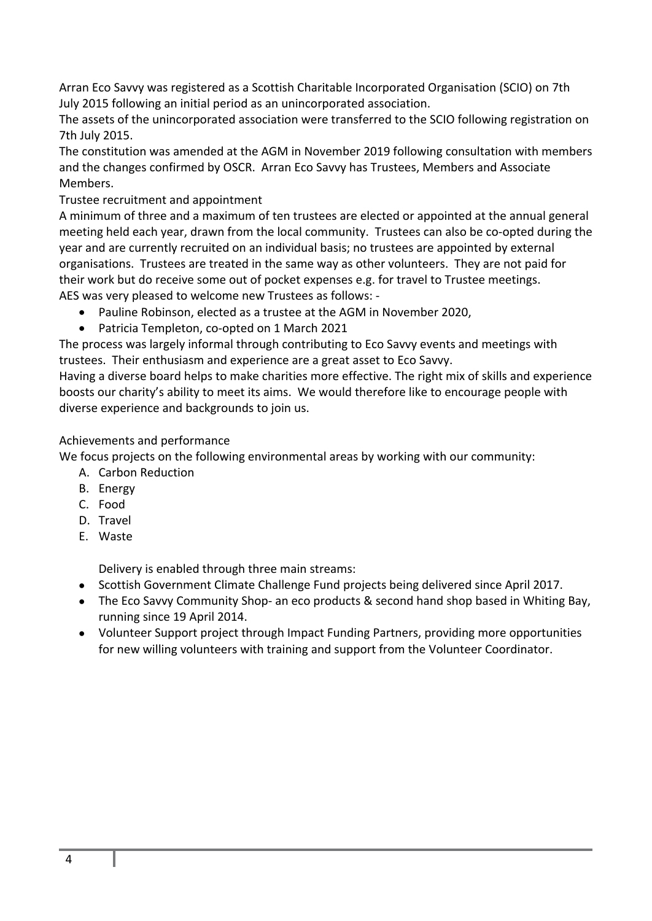Arran Eco Savvy was registered as a Scottish Charitable Incorporated Organisation (SCIO) on 7th July 2015 following an initial period as an unincorporated association.

The assets of the unincorporated association were transferred to the SCIO following registration on 7th July 2015.

The constitution was amended at the AGM in November 2019 following consultation with members and the changes confirmed by OSCR. Arran Eco Savvy has Trustees, Members and Associate Members.

Trustee recruitment and appointment

A minimum of three and a maximum of ten trustees are elected or appointed at the annual general meeting held each year, drawn from the local community. Trustees can also be co-opted during the year and are currently recruited on an individual basis; no trustees are appointed by external organisations. Trustees are treated in the same way as other volunteers. They are not paid for their work but do receive some out of pocket expenses e.g. for travel to Trustee meetings.

AES was very pleased to welcome new Trustees as follows: -

- Pauline Robinson, elected as a trustee at the AGM in November 2020,
- Patricia Templeton, co-opted on 1 March 2021

The process was largely informal through contributing to Eco Savvy events and meetings with trustees. Their enthusiasm and experience are a great asset to Eco Savvy.

Having a diverse board helps to make charities more effective. The right mix of skills and experience boosts our charity's ability to meet its aims. We would therefore like to encourage people with diverse experience and backgrounds to join us.

Achievements and performance

We focus projects on the following environmental areas by working with our community:

A. Carbon Reduction
B. Energy
C. Food
D. Travel
E. Waste

Delivery is enabled through three main streams:

- Scottish Government Climate Challenge Fund projects being delivered since April 2017.
- The Eco Savvy Community Shop- an eco products & second hand shop based in Whiting Bay, running since 19 April 2014.
- Volunteer Support project through Impact Funding Partners, providing more opportunities for new willing volunteers with training and support from the Volunteer Coordinator.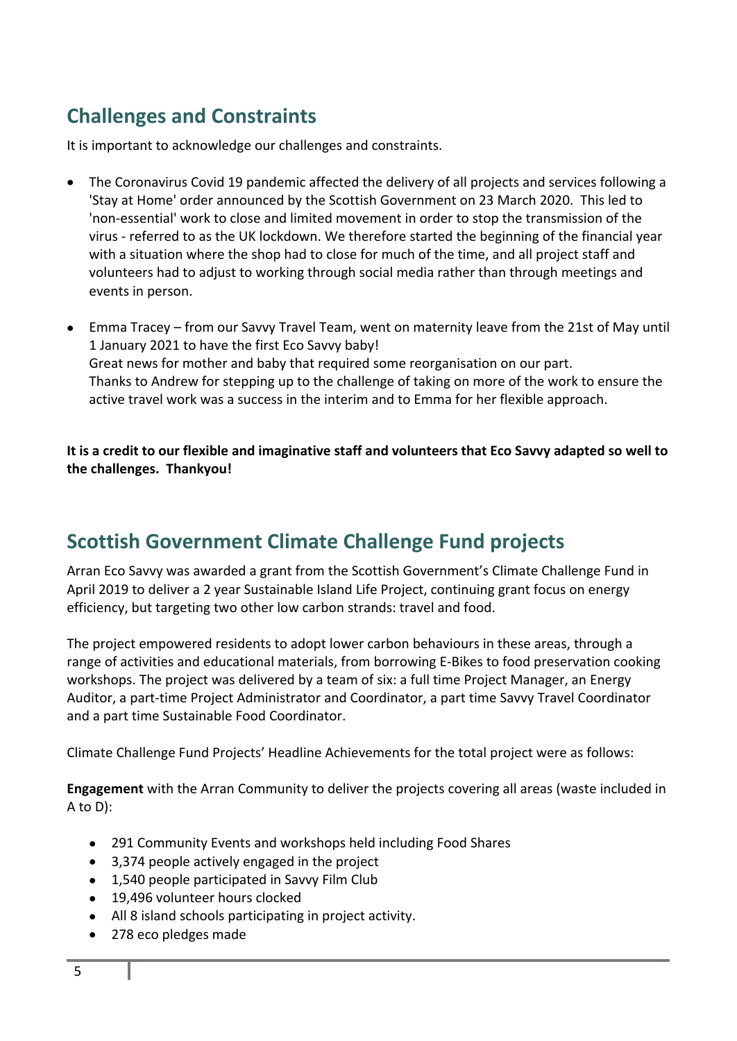## Challenges and Constraints

It is important to acknowledge our challenges and constraints.

- The Coronavirus Covid 19 pandemic affected the delivery of all projects and services following a 'Stay at Home' order announced by the Scottish Government on 23 March 2020. This led to 'non-essential' work to close and limited movement in order to stop the transmission of the virus - referred to as the UK lockdown. We therefore started the beginning of the financial year with a situation where the shop had to close for much of the time, and all project staff and volunteers had to adjust to working through social media rather than through meetings and events in person.

- Emma Tracey – from our Savvy Travel Team, went on maternity leave from the 21st of May until 1 January 2021 to have the first Eco Savvy baby!
  Great news for mother and baby that required some reorganisation on our part.
  Thanks to Andrew for stepping up to the challenge of taking on more of the work to ensure the active travel work was a success in the interim and to Emma for her flexible approach.

**It is a credit to our flexible and imaginative staff and volunteers that Eco Savvy adapted so well to the challenges. Thankyou!**

## Scottish Government Climate Challenge Fund projects

Arran Eco Savvy was awarded a grant from the Scottish Government's Climate Challenge Fund in April 2019 to deliver a 2 year Sustainable Island Life Project, continuing grant focus on energy efficiency, but targeting two other low carbon strands: travel and food.

The project empowered residents to adopt lower carbon behaviours in these areas, through a range of activities and educational materials, from borrowing E-Bikes to food preservation cooking workshops. The project was delivered by a team of six: a full time Project Manager, an Energy Auditor, a part-time Project Administrator and Coordinator, a part time Savvy Travel Coordinator and a part time Sustainable Food Coordinator.

Climate Challenge Fund Projects' Headline Achievements for the total project were as follows:

**Engagement** with the Arran Community to deliver the projects covering all areas (waste included in A to D):

- 291 Community Events and workshops held including Food Shares
- 3,374 people actively engaged in the project
- 1,540 people participated in Savvy Film Club
- 19,496 volunteer hours clocked
- All 8 island schools participating in project activity.
- 278 eco pledges made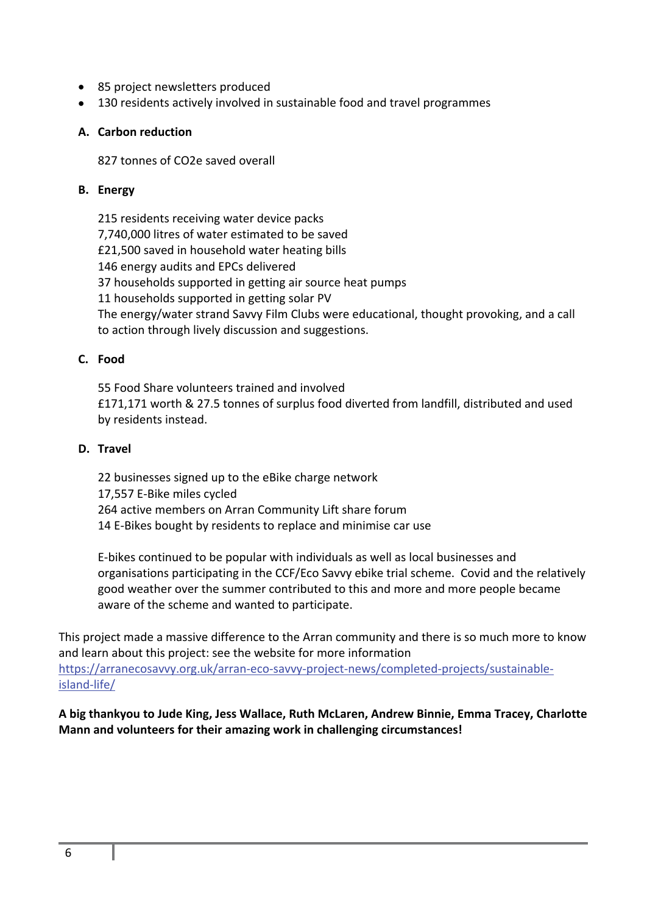- 85 project newsletters produced
- 130 residents actively involved in sustainable food and travel programmes

**A. Carbon reduction**

827 tonnes of CO2e saved overall

**B. Energy**

215 residents receiving water device packs
7,740,000 litres of water estimated to be saved
£21,500 saved in household water heating bills
146 energy audits and EPCs delivered
37 households supported in getting air source heat pumps
11 households supported in getting solar PV
The energy/water strand Savvy Film Clubs were educational, thought provoking, and a call to action through lively discussion and suggestions.

**C. Food**

55 Food Share volunteers trained and involved
£171,171 worth & 27.5 tonnes of surplus food diverted from landfill, distributed and used by residents instead.

**D. Travel**

22 businesses signed up to the eBike charge network
17,557 E-Bike miles cycled
264 active members on Arran Community Lift share forum
14 E-Bikes bought by residents to replace and minimise car use

E-bikes continued to be popular with individuals as well as local businesses and organisations participating in the CCF/Eco Savvy ebike trial scheme. Covid and the relatively good weather over the summer contributed to this and more and more people became aware of the scheme and wanted to participate.

This project made a massive difference to the Arran community and there is so much more to know and learn about this project: see the website for more information https://arranecosavvy.org.uk/arran-eco-savvy-project-news/completed-projects/sustainable-island-life/

**A big thankyou to Jude King, Jess Wallace, Ruth McLaren, Andrew Binnie, Emma Tracey, Charlotte Mann and volunteers for their amazing work in challenging circumstances!**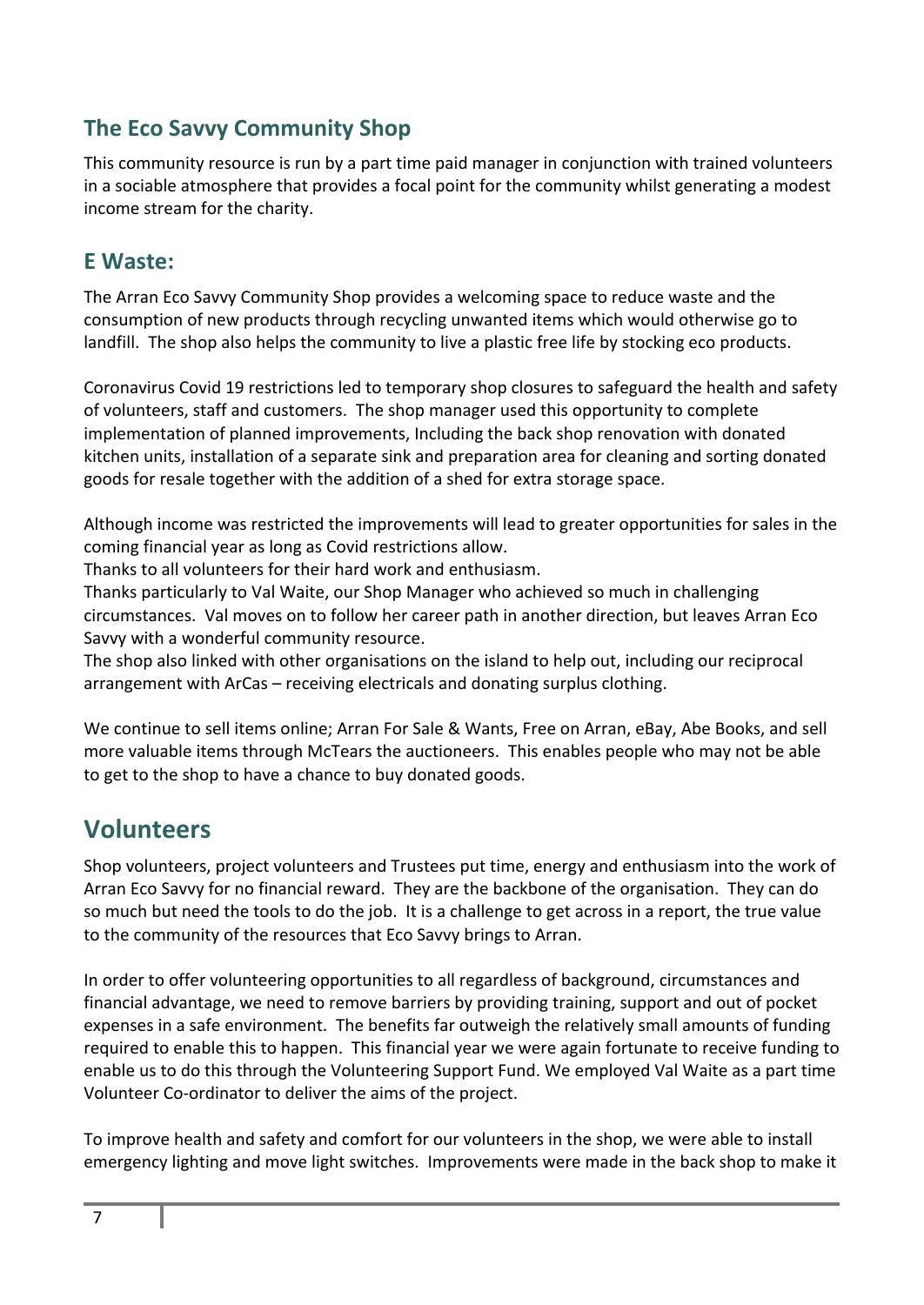## The Eco Savvy Community Shop

This community resource is run by a part time paid manager in conjunction with trained volunteers in a sociable atmosphere that provides a focal point for the community whilst generating a modest income stream for the charity.

## E Waste:

The Arran Eco Savvy Community Shop provides a welcoming space to reduce waste and the consumption of new products through recycling unwanted items which would otherwise go to landfill. The shop also helps the community to live a plastic free life by stocking eco products.

Coronavirus Covid 19 restrictions led to temporary shop closures to safeguard the health and safety of volunteers, staff and customers. The shop manager used this opportunity to complete implementation of planned improvements, Including the back shop renovation with donated kitchen units, installation of a separate sink and preparation area for cleaning and sorting donated goods for resale together with the addition of a shed for extra storage space.

Although income was restricted the improvements will lead to greater opportunities for sales in the coming financial year as long as Covid restrictions allow.
Thanks to all volunteers for their hard work and enthusiasm.
Thanks particularly to Val Waite, our Shop Manager who achieved so much in challenging circumstances. Val moves on to follow her career path in another direction, but leaves Arran Eco Savvy with a wonderful community resource.
The shop also linked with other organisations on the island to help out, including our reciprocal arrangement with ArCas – receiving electricals and donating surplus clothing.

We continue to sell items online; Arran For Sale & Wants, Free on Arran, eBay, Abe Books, and sell more valuable items through McTears the auctioneers. This enables people who may not be able to get to the shop to have a chance to buy donated goods.

# Volunteers

Shop volunteers, project volunteers and Trustees put time, energy and enthusiasm into the work of Arran Eco Savvy for no financial reward. They are the backbone of the organisation. They can do so much but need the tools to do the job. It is a challenge to get across in a report, the true value to the community of the resources that Eco Savvy brings to Arran.

In order to offer volunteering opportunities to all regardless of background, circumstances and financial advantage, we need to remove barriers by providing training, support and out of pocket expenses in a safe environment. The benefits far outweigh the relatively small amounts of funding required to enable this to happen. This financial year we were again fortunate to receive funding to enable us to do this through the Volunteering Support Fund. We employed Val Waite as a part time Volunteer Co-ordinator to deliver the aims of the project.

To improve health and safety and comfort for our volunteers in the shop, we were able to install emergency lighting and move light switches. Improvements were made in the back shop to make it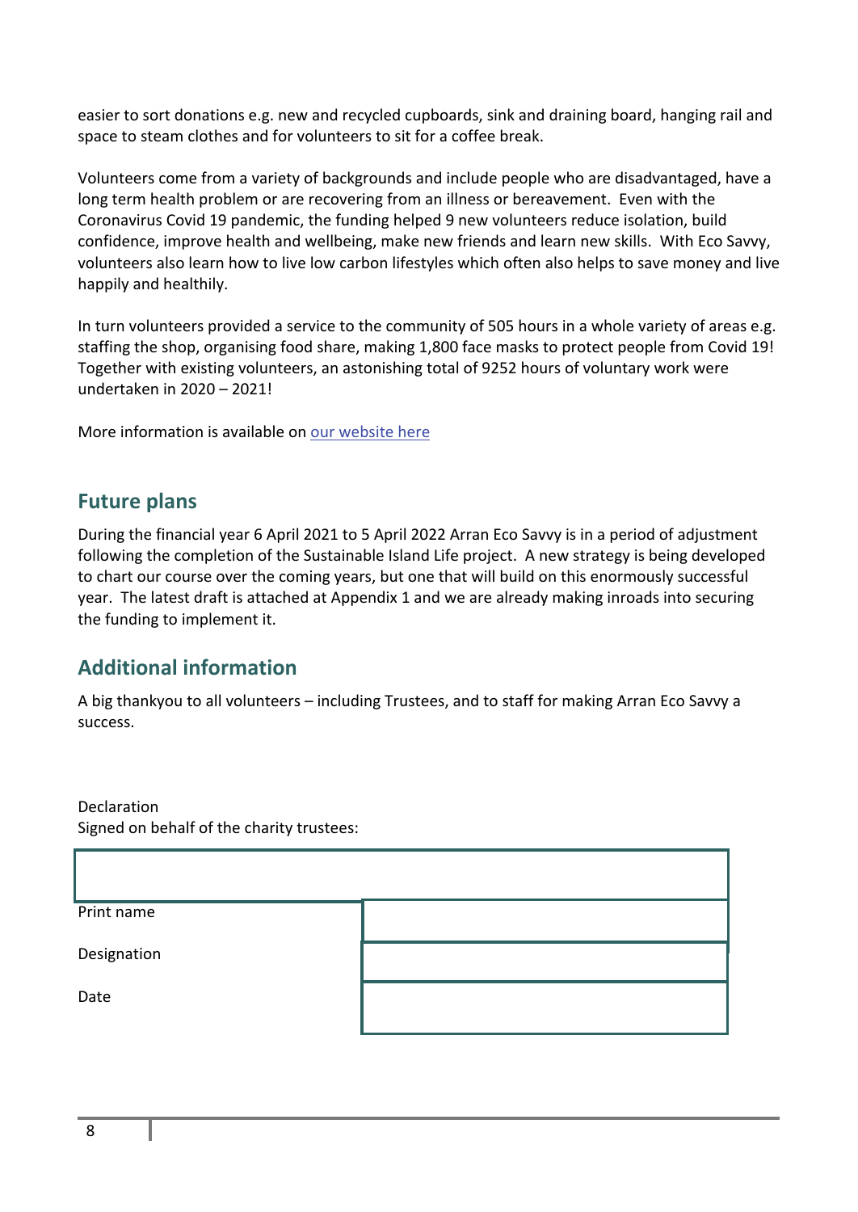easier to sort donations e.g. new and recycled cupboards, sink and draining board, hanging rail and space to steam clothes and for volunteers to sit for a coffee break.

Volunteers come from a variety of backgrounds and include people who are disadvantaged, have a long term health problem or are recovering from an illness or bereavement. Even with the Coronavirus Covid 19 pandemic, the funding helped 9 new volunteers reduce isolation, build confidence, improve health and wellbeing, make new friends and learn new skills. With Eco Savvy, volunteers also learn how to live low carbon lifestyles which often also helps to save money and live happily and healthily.

In turn volunteers provided a service to the community of 505 hours in a whole variety of areas e.g. staffing the shop, organising food share, making 1,800 face masks to protect people from Covid 19! Together with existing volunteers, an astonishing total of 9252 hours of voluntary work were undertaken in 2020 – 2021!

More information is available on [our website here]

## Future plans

During the financial year 6 April 2021 to 5 April 2022 Arran Eco Savvy is in a period of adjustment following the completion of the Sustainable Island Life project. A new strategy is being developed to chart our course over the coming years, but one that will build on this enormously successful year. The latest draft is attached at Appendix 1 and we are already making inroads into securing the funding to implement it.

## Additional information

A big thankyou to all volunteers – including Trustees, and to staff for making Arran Eco Savvy a success.

Declaration
Signed on behalf of the charity trustees:

| | |
|---|---|
| | |
| Print name | |
| Designation | |
| Date | |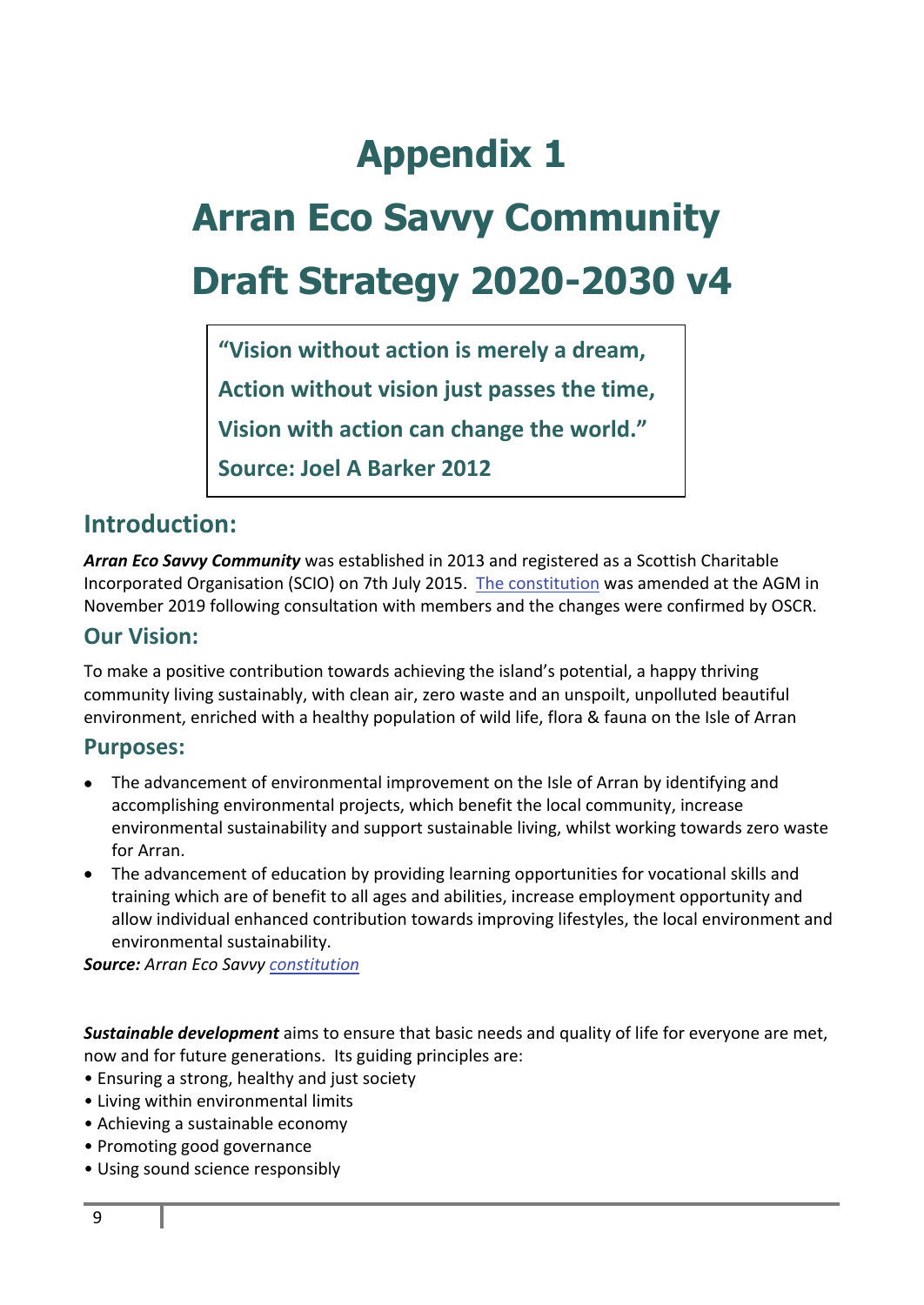# Appendix 1

# Arran Eco Savvy Community Draft Strategy 2020-2030 v4

> **"Vision without action is merely a dream,**
> **Action without vision just passes the time,**
> **Vision with action can change the world."**
> **Source: Joel A Barker 2012**

## Introduction:

***Arran Eco Savvy Community*** was established in 2013 and registered as a Scottish Charitable Incorporated Organisation (SCIO) on 7th July 2015. The constitution was amended at the AGM in November 2019 following consultation with members and the changes were confirmed by OSCR.

## Our Vision:

To make a positive contribution towards achieving the island's potential, a happy thriving community living sustainably, with clean air, zero waste and an unspoilt, unpolluted beautiful environment, enriched with a healthy population of wild life, flora & fauna on the Isle of Arran

## Purposes:

- The advancement of environmental improvement on the Isle of Arran by identifying and accomplishing environmental projects, which benefit the local community, increase environmental sustainability and support sustainable living, whilst working towards zero waste for Arran.
- The advancement of education by providing learning opportunities for vocational skills and training which are of benefit to all ages and abilities, increase employment opportunity and allow individual enhanced contribution towards improving lifestyles, the local environment and environmental sustainability.

***Source:*** *Arran Eco Savvy constitution*

***Sustainable development*** aims to ensure that basic needs and quality of life for everyone are met, now and for future generations. Its guiding principles are:

- Ensuring a strong, healthy and just society
- Living within environmental limits
- Achieving a sustainable economy
- Promoting good governance
- Using sound science responsibly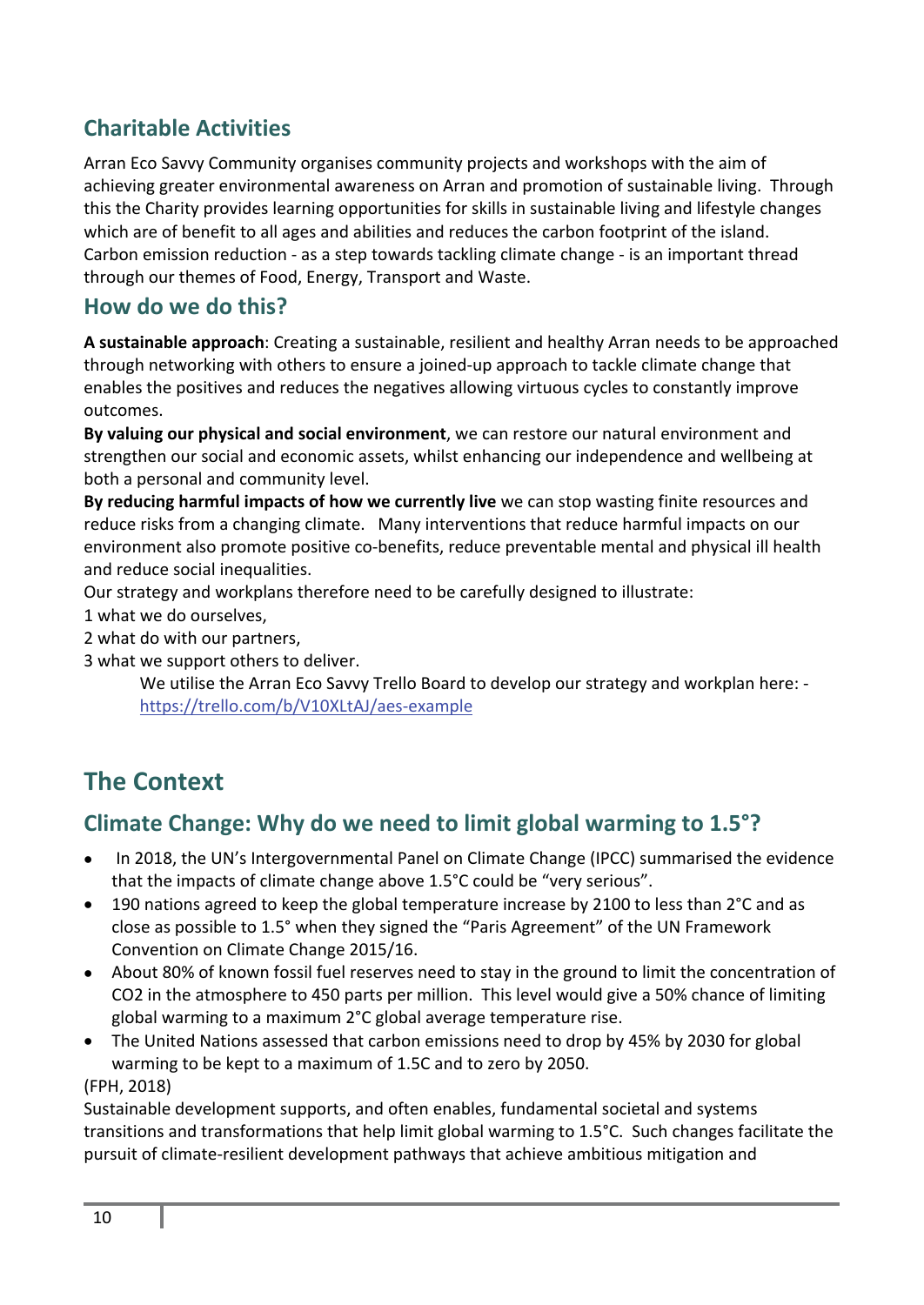## Charitable Activities

Arran Eco Savvy Community organises community projects and workshops with the aim of achieving greater environmental awareness on Arran and promotion of sustainable living. Through this the Charity provides learning opportunities for skills in sustainable living and lifestyle changes which are of benefit to all ages and abilities and reduces the carbon footprint of the island. Carbon emission reduction - as a step towards tackling climate change - is an important thread through our themes of Food, Energy, Transport and Waste.

## How do we do this?

**A sustainable approach**: Creating a sustainable, resilient and healthy Arran needs to be approached through networking with others to ensure a joined-up approach to tackle climate change that enables the positives and reduces the negatives allowing virtuous cycles to constantly improve outcomes.

**By valuing our physical and social environment**, we can restore our natural environment and strengthen our social and economic assets, whilst enhancing our independence and wellbeing at both a personal and community level.

**By reducing harmful impacts of how we currently live** we can stop wasting finite resources and reduce risks from a changing climate. Many interventions that reduce harmful impacts on our environment also promote positive co-benefits, reduce preventable mental and physical ill health and reduce social inequalities.

Our strategy and workplans therefore need to be carefully designed to illustrate:

1 what we do ourselves,

2 what do with our partners,

3 what we support others to deliver.

> We utilise the Arran Eco Savvy Trello Board to develop our strategy and workplan here: - https://trello.com/b/V10XLtAJ/aes-example

# The Context

## Climate Change: Why do we need to limit global warming to 1.5°?

- In 2018, the UN's Intergovernmental Panel on Climate Change (IPCC) summarised the evidence that the impacts of climate change above 1.5°C could be "very serious".
- 190 nations agreed to keep the global temperature increase by 2100 to less than 2°C and as close as possible to 1.5° when they signed the "Paris Agreement" of the UN Framework Convention on Climate Change 2015/16.
- About 80% of known fossil fuel reserves need to stay in the ground to limit the concentration of $CO_2$ in the atmosphere to 450 parts per million. This level would give a 50% chance of limiting global warming to a maximum 2°C global average temperature rise.
- The United Nations assessed that carbon emissions need to drop by 45% by 2030 for global warming to be kept to a maximum of 1.5C and to zero by 2050.

(FPH, 2018)

Sustainable development supports, and often enables, fundamental societal and systems transitions and transformations that help limit global warming to 1.5°C. Such changes facilitate the pursuit of climate-resilient development pathways that achieve ambitious mitigation and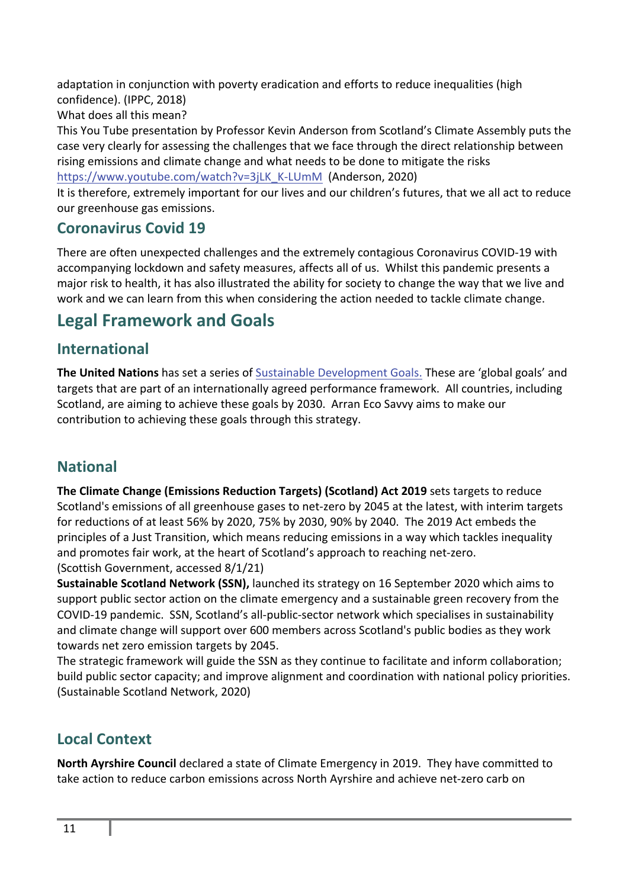adaptation in conjunction with poverty eradication and efforts to reduce inequalities (high confidence). (IPPC, 2018)

What does all this mean?

This You Tube presentation by Professor Kevin Anderson from Scotland's Climate Assembly puts the case very clearly for assessing the challenges that we face through the direct relationship between rising emissions and climate change and what needs to be done to mitigate the risks https://www.youtube.com/watch?v=3jLK_K-LUmM (Anderson, 2020)

It is therefore, extremely important for our lives and our children's futures, that we all act to reduce our greenhouse gas emissions.

## Coronavirus Covid 19

There are often unexpected challenges and the extremely contagious Coronavirus COVID-19 with accompanying lockdown and safety measures, affects all of us. Whilst this pandemic presents a major risk to health, it has also illustrated the ability for society to change the way that we live and work and we can learn from this when considering the action needed to tackle climate change.

# Legal Framework and Goals

## International

**The United Nations** has set a series of Sustainable Development Goals. These are 'global goals' and targets that are part of an internationally agreed performance framework. All countries, including Scotland, are aiming to achieve these goals by 2030. Arran Eco Savvy aims to make our contribution to achieving these goals through this strategy.

## National

**The Climate Change (Emissions Reduction Targets) (Scotland) Act 2019** sets targets to reduce Scotland's emissions of all greenhouse gases to net-zero by 2045 at the latest, with interim targets for reductions of at least 56% by 2020, 75% by 2030, 90% by 2040. The 2019 Act embeds the principles of a Just Transition, which means reducing emissions in a way which tackles inequality and promotes fair work, at the heart of Scotland's approach to reaching net-zero.
(Scottish Government, accessed 8/1/21)

**Sustainable Scotland Network (SSN),** launched its strategy on 16 September 2020 which aims to support public sector action on the climate emergency and a sustainable green recovery from the COVID-19 pandemic. SSN, Scotland's all-public-sector network which specialises in sustainability and climate change will support over 600 members across Scotland's public bodies as they work towards net zero emission targets by 2045.

The strategic framework will guide the SSN as they continue to facilitate and inform collaboration; build public sector capacity; and improve alignment and coordination with national policy priorities. (Sustainable Scotland Network, 2020)

## Local Context

**North Ayrshire Council** declared a state of Climate Emergency in 2019. They have committed to take action to reduce carbon emissions across North Ayrshire and achieve net-zero carb on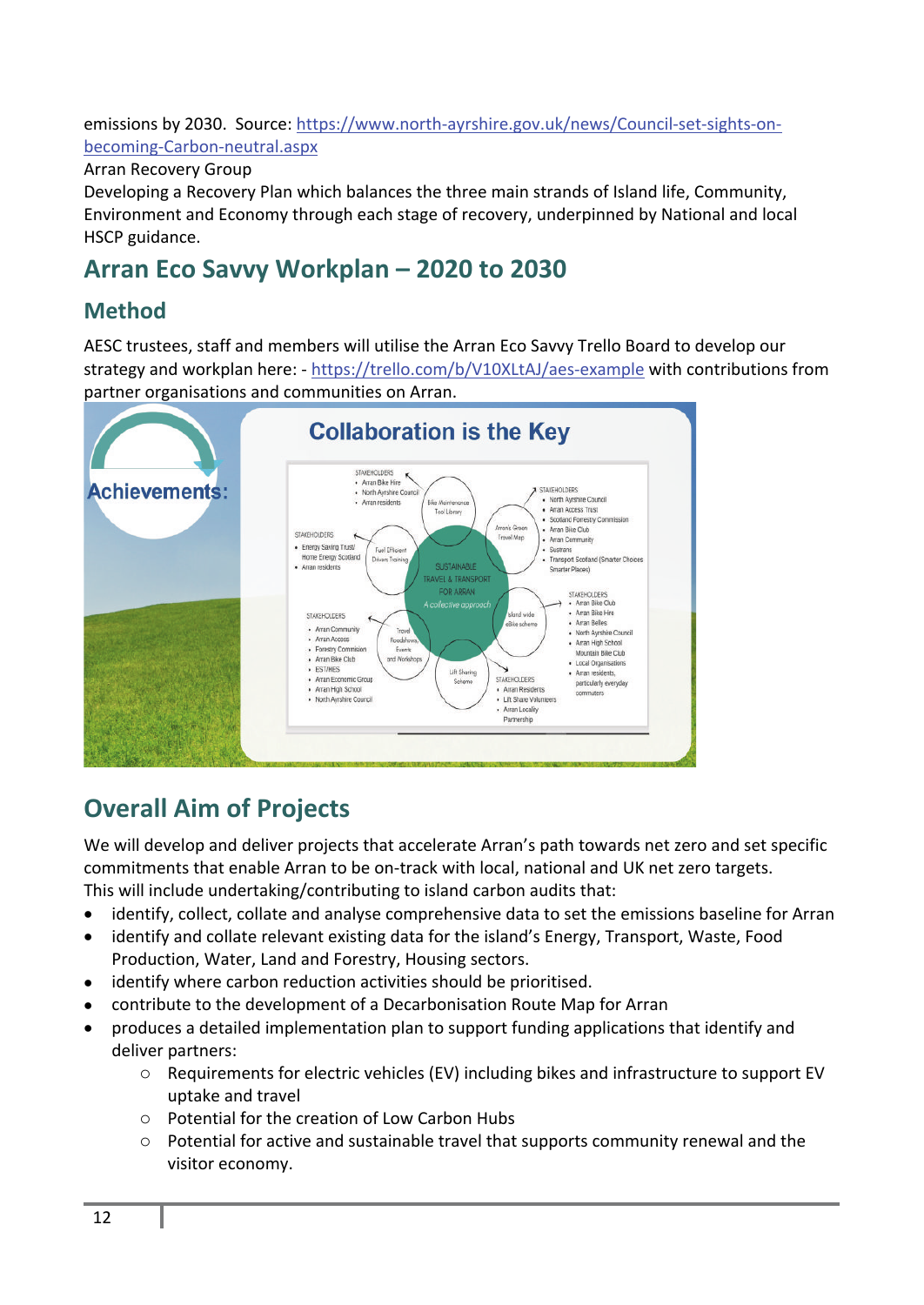emissions by 2030. Source: [https://www.north-ayrshire.gov.uk/news/Council-set-sights-on-becoming-Carbon-neutral.aspx](https://www.north-ayrshire.gov.uk/news/Council-set-sights-on-becoming-Carbon-neutral.aspx)

Arran Recovery Group

Developing a Recovery Plan which balances the three main strands of Island life, Community, Environment and Economy through each stage of recovery, underpinned by National and local HSCP guidance.

## Arran Eco Savvy Workplan – 2020 to 2030

### Method

AESC trustees, staff and members will utilise the Arran Eco Savvy Trello Board to develop our strategy and workplan here: - [https://trello.com/b/V10XLtAJ/aes-example](https://trello.com/b/V10XLtAJ/aes-example) with contributions from partner organisations and communities on Arran.

Achievements:

Collaboration is the Key

SUSTAINABLE TRAVEL & TRANSPORT FOR ARRAN — A collective approach

- Bike Maintenance Tool Library — STAKEHOLDERS: Arran Bike Hire; North Ayrshire Council; Arran residents
- Arran's Green Travel Map — STAKEHOLDERS: North Ayrshire Council; Arran Access Trust; Scotland Forestry Commission; Arran Bike Club; Arran Community; Sustrans; Transport Scotland (Smarter Choices Smarter Places)
- Fuel Efficient Drivers Training — STAKEHOLDERS: Energy Saving Trust/ Home Energy Scotland; Arran residents
- Island wide eBike scheme — STAKEHOLDERS: Arran Bike Club; Arran Bike Hire; Arran Belles; North Ayrshire Council; Arran High School Mountain Bike Club; Local Organisations; Arran residents, particularly everyday commuters
- Travel Roadshows, Events and Workshops — STAKEHOLDERS: Arran Community; Arran Access; Forestry Commision; Arran Bike Club; ESTATES; Arran Economic Group; Arran High School; North Ayrshire Council
- Lift Sharing Scheme — STAKEHOLDERS: Arran Residents; Lift Share Volunteers; Arran Locality Partnership

## Overall Aim of Projects

We will develop and deliver projects that accelerate Arran's path towards net zero and set specific commitments that enable Arran to be on-track with local, national and UK net zero targets.
This will include undertaking/contributing to island carbon audits that:

- identify, collect, collate and analyse comprehensive data to set the emissions baseline for Arran
- identify and collate relevant existing data for the island's Energy, Transport, Waste, Food Production, Water, Land and Forestry, Housing sectors.
- identify where carbon reduction activities should be prioritised.
- contribute to the development of a Decarbonisation Route Map for Arran
- produces a detailed implementation plan to support funding applications that identify and deliver partners:
  - Requirements for electric vehicles (EV) including bikes and infrastructure to support EV uptake and travel
  - Potential for the creation of Low Carbon Hubs
  - Potential for active and sustainable travel that supports community renewal and the visitor economy.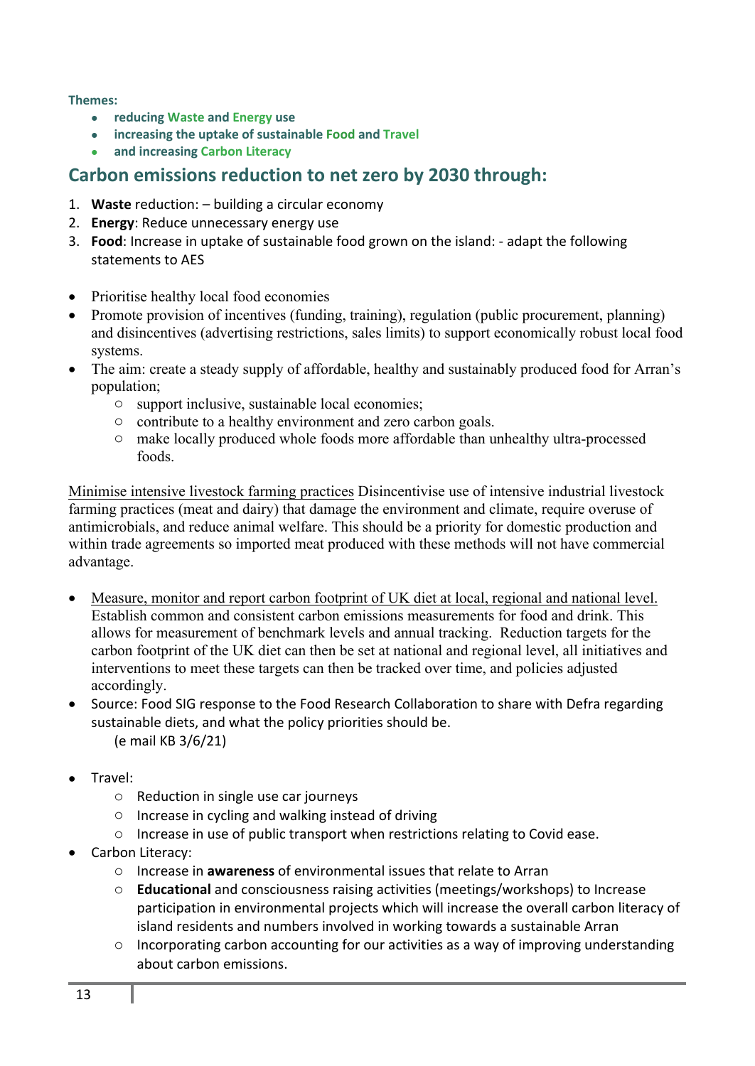**Themes:**

- **reducing Waste and Energy use**
- **increasing the uptake of sustainable Food and Travel**
- **and increasing Carbon Literacy**

## Carbon emissions reduction to net zero by 2030 through:

1. **Waste** reduction: – building a circular economy
2. **Energy**: Reduce unnecessary energy use
3. **Food**: Increase in uptake of sustainable food grown on the island: - adapt the following statements to AES

- Prioritise healthy local food economies
- Promote provision of incentives (funding, training), regulation (public procurement, planning) and disincentives (advertising restrictions, sales limits) to support economically robust local food systems.
- The aim: create a steady supply of affordable, healthy and sustainably produced food for Arran's population;
    - support inclusive, sustainable local economies;
    - contribute to a healthy environment and zero carbon goals.
    - make locally produced whole foods more affordable than unhealthy ultra-processed foods.

Minimise intensive livestock farming practices Disincentivise use of intensive industrial livestock farming practices (meat and dairy) that damage the environment and climate, require overuse of antimicrobials, and reduce animal welfare. This should be a priority for domestic production and within trade agreements so imported meat produced with these methods will not have commercial advantage.

- Measure, monitor and report carbon footprint of UK diet at local, regional and national level. Establish common and consistent carbon emissions measurements for food and drink. This allows for measurement of benchmark levels and annual tracking. Reduction targets for the carbon footprint of the UK diet can then be set at national and regional level, all initiatives and interventions to meet these targets can then be tracked over time, and policies adjusted accordingly.
- Source: Food SIG response to the Food Research Collaboration to share with Defra regarding sustainable diets, and what the policy priorities should be.
  (e mail KB 3/6/21)

- Travel:
    - Reduction in single use car journeys
    - Increase in cycling and walking instead of driving
    - Increase in use of public transport when restrictions relating to Covid ease.
- Carbon Literacy:
    - Increase in **awareness** of environmental issues that relate to Arran
    - **Educational** and consciousness raising activities (meetings/workshops) to Increase participation in environmental projects which will increase the overall carbon literacy of island residents and numbers involved in working towards a sustainable Arran
    - Incorporating carbon accounting for our activities as a way of improving understanding about carbon emissions.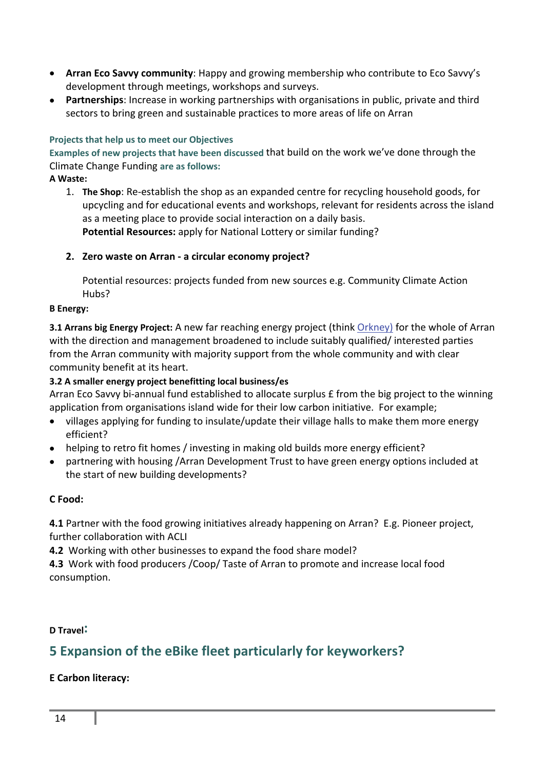- **Arran Eco Savvy community**: Happy and growing membership who contribute to Eco Savvy's development through meetings, workshops and surveys.
- **Partnerships**: Increase in working partnerships with organisations in public, private and third sectors to bring green and sustainable practices to more areas of life on Arran

**Projects that help us to meet our Objectives**

**Examples of new projects that have been discussed** that build on the work we've done through the Climate Change Funding **are as follows:**

**A Waste:**

1. **The Shop**: Re-establish the shop as an expanded centre for recycling household goods, for upcycling and for educational events and workshops, relevant for residents across the island as a meeting place to provide social interaction on a daily basis.
   **Potential Resources:** apply for National Lottery or similar funding?

2. **Zero waste on Arran - a circular economy project?**

   Potential resources: projects funded from new sources e.g. Community Climate Action Hubs?

**B Energy:**

**3.1 Arrans big Energy Project:** A new far reaching energy project (think Orkney) for the whole of Arran with the direction and management broadened to include suitably qualified/ interested parties from the Arran community with majority support from the whole community and with clear community benefit at its heart.

**3.2 A smaller energy project benefitting local business/es**

Arran Eco Savvy bi-annual fund established to allocate surplus £ from the big project to the winning application from organisations island wide for their low carbon initiative. For example;

- villages applying for funding to insulate/update their village halls to make them more energy efficient?
- helping to retro fit homes / investing in making old builds more energy efficient?
- partnering with housing /Arran Development Trust to have green energy options included at the start of new building developments?

**C Food:**

**4.1** Partner with the food growing initiatives already happening on Arran? E.g. Pioneer project, further collaboration with ACLI

**4.2** Working with other businesses to expand the food share model?

**4.3** Work with food producers /Coop/ Taste of Arran to promote and increase local food consumption.

**D Travel:**

## 5 Expansion of the eBike fleet particularly for keyworkers?

**E Carbon literacy:**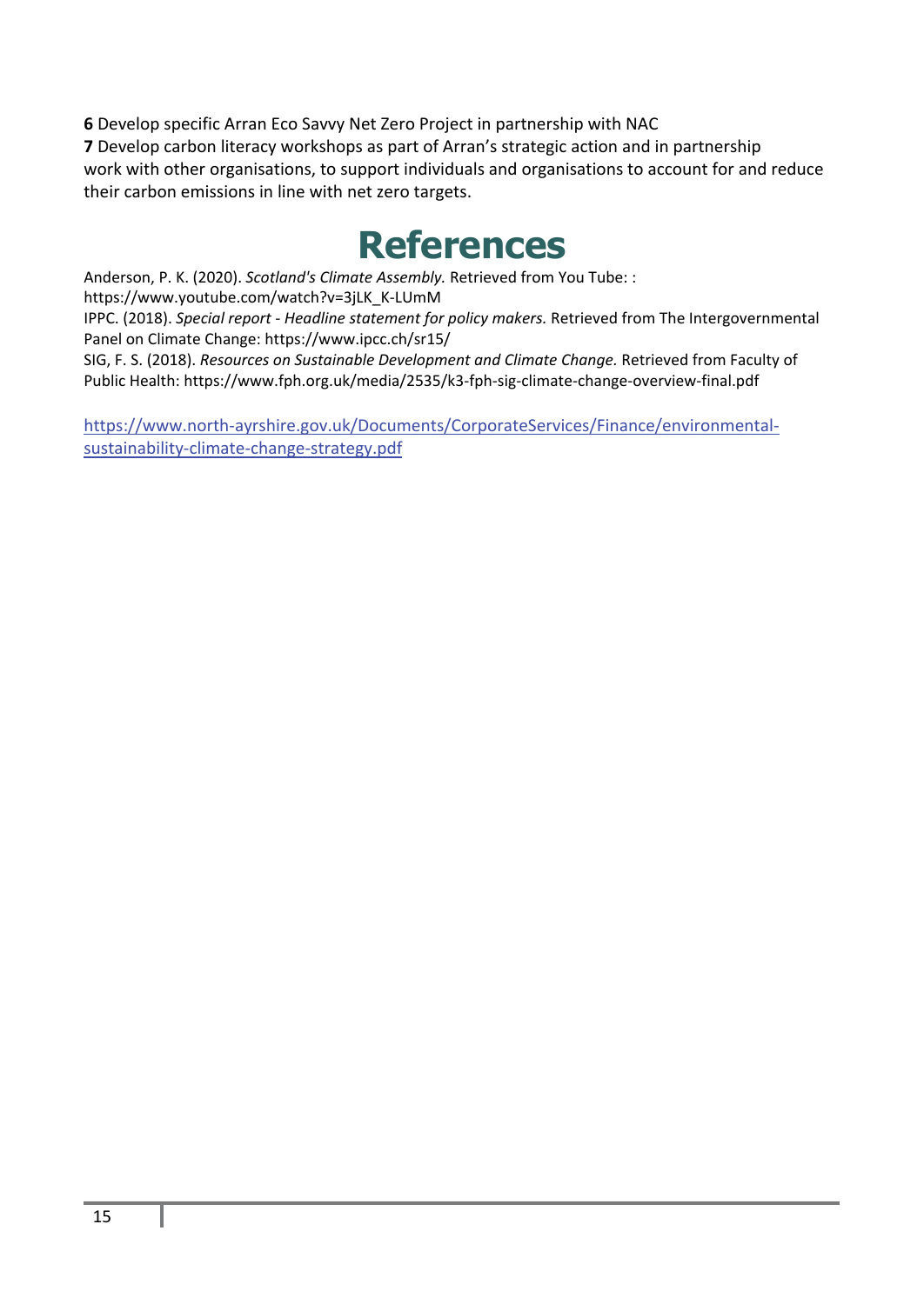**6** Develop specific Arran Eco Savvy Net Zero Project in partnership with NAC
**7** Develop carbon literacy workshops as part of Arran's strategic action and in partnership work with other organisations, to support individuals and organisations to account for and reduce their carbon emissions in line with net zero targets.

# References

Anderson, P. K. (2020). *Scotland's Climate Assembly.* Retrieved from You Tube: : https://www.youtube.com/watch?v=3jLK_K-LUmM

IPPC. (2018). *Special report - Headline statement for policy makers.* Retrieved from The Intergovernmental Panel on Climate Change: https://www.ipcc.ch/sr15/

SIG, F. S. (2018). *Resources on Sustainable Development and Climate Change.* Retrieved from Faculty of Public Health: https://www.fph.org.uk/media/2535/k3-fph-sig-climate-change-overview-final.pdf

https://www.north-ayrshire.gov.uk/Documents/CorporateServices/Finance/environmental-sustainability-climate-change-strategy.pdf